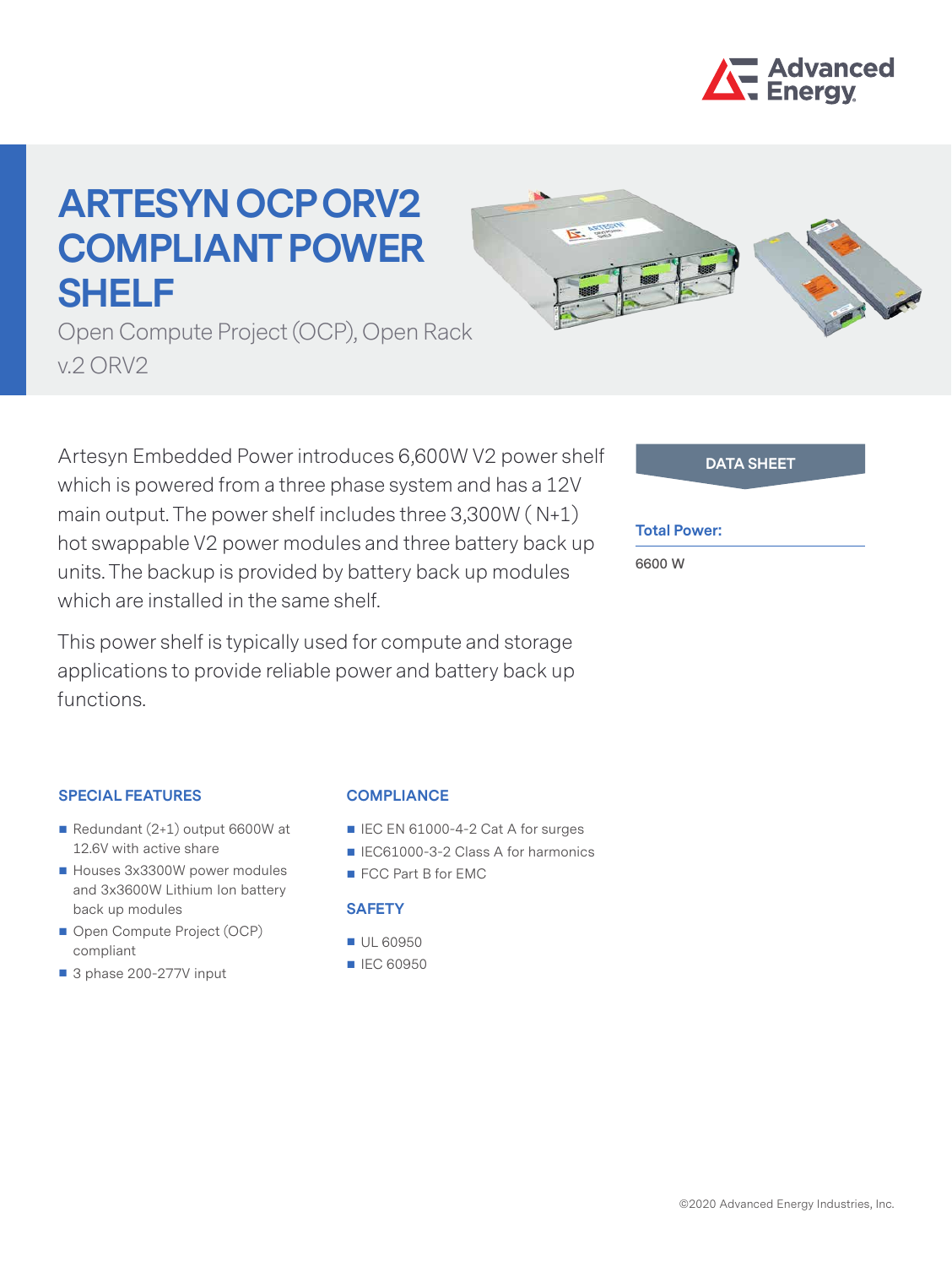# ARTESYN OCP ORV2 COMPLIANT POWER SHELF

Open Compute Project (OCP), Open Rack v.2 ORV2

Artesyn Embedded Power introduces 6,600W V2 power shelf which is powered from a three phase system and has a 12V main output. The power shelf includes three 3,300W ( N+1) hot swappable V2 power modules and three battery back up units. The backup is provided by battery back up modules which are installed in the same shelf.

This power shelf is typically used for compute and storage applications to provide reliable power and battery back up functions.

**DATA SHEET**

**Total Power:**

6600 W

### SPECIAL FEATURES

- Redundant (2+1) output 6600W at 12.6V with active share
- Houses 3x3300W power modules and 3x3600W Lithium Ion battery back up modules
- Open Compute Project (OCP) compliant
- 3 phase 200-277V input

### COMPLIANCE

- IEC EN 61000-4-2 Cat A for surges
- IEC61000-3-2 Class A for harmonics
- FCC Part B for EMC

### SAFETY

- UL 60950
- IEC 60950

©2020 Advanced Energy Industries, Inc.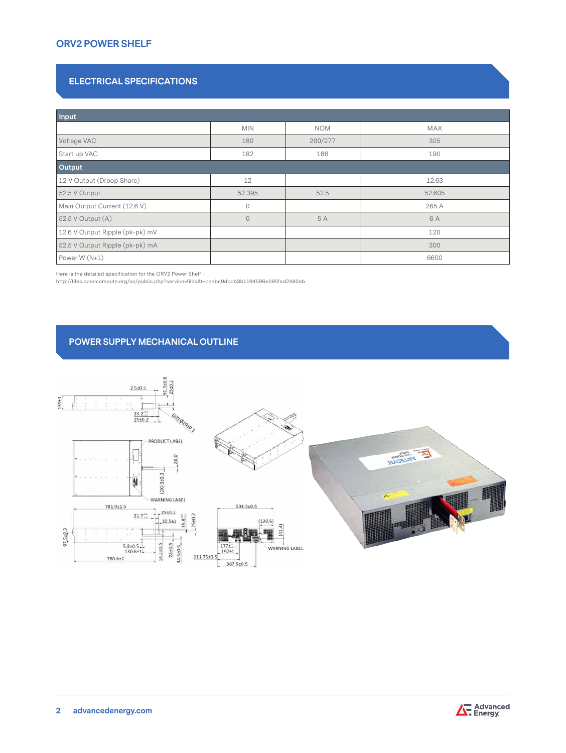# ORV2 POWER SHELF

## ELECTRICAL SPECIFICATIONS

| Input | | | |
|---|---|---|---|
| | MIN | NOM | MAX |
| Voltage VAC | 180 | 200/277 | 305 |
| Start up VAC | 182 | 186 | 190 |
| **Output** | | | |
| 12 V Output (Droop Share) | 12 | | 12.63 |
| 52.5 V Output | 52.395 | 52.5 | 52.605 |
| Main Output Current (12.6 V) | 0 | | 265 A |
| 52.5 V Output (A) | 0 | 5 A | 6 A |
| 12.6 V Output Ripple (pk-pk) mV | | | 120 |
| 52.5 V Output Ripple (pk-pk) mA | | | 300 |
| Power W (N+1) | | | 6600 |

Here is the detailed specification for the ORV2 Power Shelf - http://files.opencompute.org/oc/public.php?service=files&t=beebc9dbcb3b1194596e095fed2480eb

## POWER SUPPLY MECHANICAL OUTLINE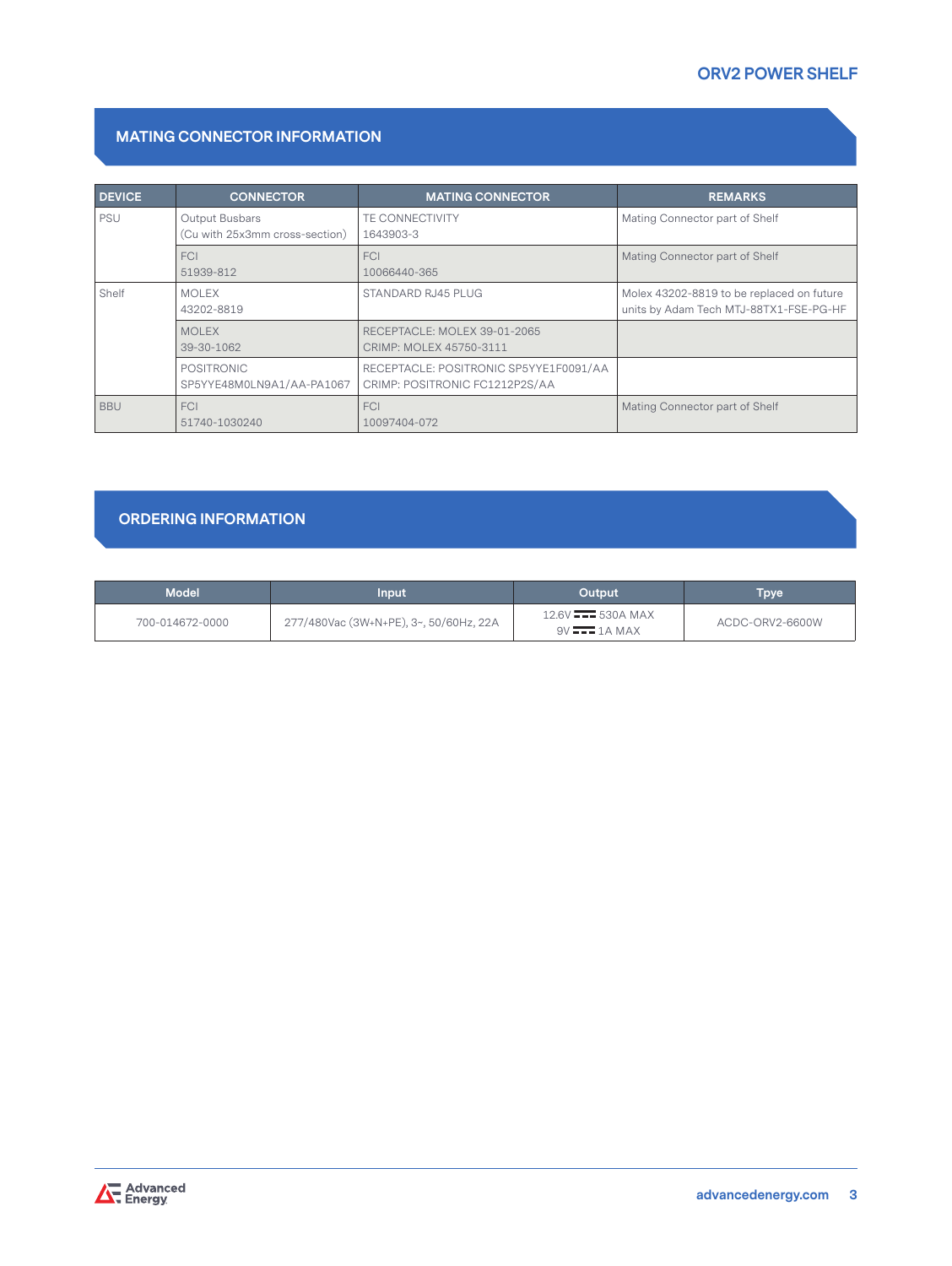## MATING CONNECTOR INFORMATION

| DEVICE | CONNECTOR | MATING CONNECTOR | REMARKS |
|---|---|---|---|
| PSU | Output Busbars<br>(Cu with 25x3mm cross-section) | TE CONNECTIVITY<br>1643903-3 | Mating Connector part of Shelf |
| | FCI<br>51939-812 | FCI<br>10066440-365 | Mating Connector part of Shelf |
| Shelf | MOLEX<br>43202-8819 | STANDARD RJ45 PLUG | Molex 43202-8819 to be replaced on future units by Adam Tech MTJ-88TX1-FSE-PG-HF |
| | MOLEX<br>39-30-1062 | RECEPTACLE: MOLEX 39-01-2065<br>CRIMP: MOLEX 45750-3111 | |
| | POSITRONIC<br>SP5YYE48M0LN9A1/AA-PA1067 | RECEPTACLE: POSITRONIC SP5YYE1F0091/AA<br>CRIMP: POSITRONIC FC1212P2S/AA | |
| BBU | FCI<br>51740-1030240 | FCI<br>10097404-072 | Mating Connector part of Shelf |

## ORDERING INFORMATION

| Model | Input | Output | Tpye |
|---|---|---|---|
| 700-014672-0000 | 277/480Vac (3W+N+PE), 3~, 50/60Hz, 22A | 12.6V ⎓ 530A MAX<br>9V ⎓ 1A MAX | ACDC-ORV2-6600W |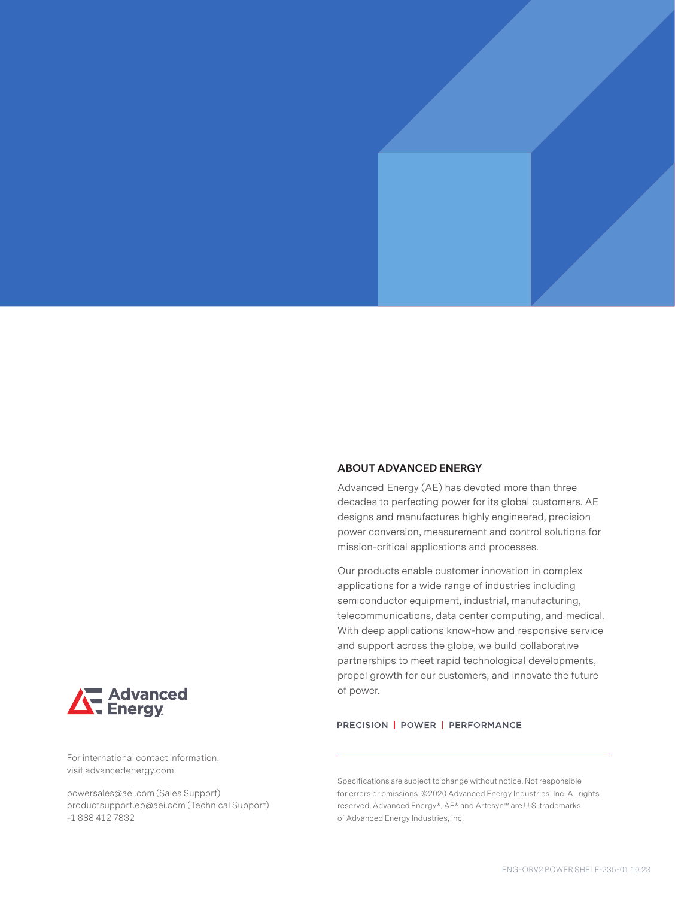## ABOUT ADVANCED ENERGY

Advanced Energy (AE) has devoted more than three decades to perfecting power for its global customers. AE designs and manufactures highly engineered, precision power conversion, measurement and control solutions for mission-critical applications and processes.

Our products enable customer innovation in complex applications for a wide range of industries including semiconductor equipment, industrial, manufacturing, telecommunications, data center computing, and medical. With deep applications know-how and responsive service and support across the globe, we build collaborative partnerships to meet rapid technological developments, propel growth for our customers, and innovate the future of power.

PRECISION | POWER | PERFORMANCE

Advanced Energy

For international contact information, visit advancedenergy.com.

powersales@aei.com (Sales Support)
productsupport.ep@aei.com (Technical Support)
+1 888 412 7832

Specifications are subject to change without notice. Not responsible for errors or omissions. ©2020 Advanced Energy Industries, Inc. All rights reserved. Advanced Energy®, AE® and Artesyn™ are U.S. trademarks of Advanced Energy Industries, Inc.

ENG-ORV2 POWER SHELF-235-01 10.23